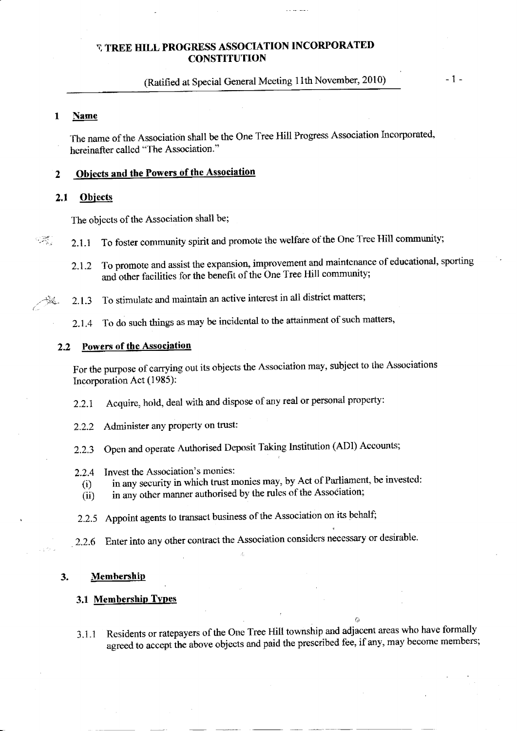# ONE TREE HILL PROGRESS ASSOCIATION INCORPORATED CONSTITUTION

(Ratified at Special General Meeting 11th November, 2010)

## 1 Name

The name of the Association shall be the One Tree Hill Progress Association Incorporated, hereinafter called "The Association."

## 2 Objects and the Powers of the Association

### 2.1 Objects

The objects of the Association shall be;

2.1.1 To foster community spirit and promote the welfare of the One Tree Hill community;

2.1.2 To promote and assist the expansion, improvement and maintenance of educational, sporting and other facilities for the benefit of the One Tree Hill community;

2.1.3 To stimulate and maintain an active interest in all district matters;

2.1.4 To do such things as may be incidental to the attainment of such matters,

### 2.2 Powers of the Association

For the purpose of carrying out its objects the Association may, subject to the Associations Incorporation Act (1985):

2.2.1 Acquire, hold, deal with and dispose of any real or personal property:

2.2.2 Administer any property on trust:

2.2.3 Open and operate Authorised Deposit Taking Institution (ADI) Accounts;

2.2.4 Invest the Association's monies:
- (i) in any security in which trust monies may, by Act of Parliament, be invested:
- (ii) in any other manner authorised by the rules of the Association;

2.2.5 Appoint agents to transact business of the Association on its behalf;

2.2.6 Enter into any other contract the Association considers necessary or desirable.

## 3. Membership

### 3.1 Membership Types

3.1.1 Residents or ratepayers of the One Tree Hill township and adjacent areas who have formally agreed to accept the above objects and paid the prescribed fee, if any, may become members;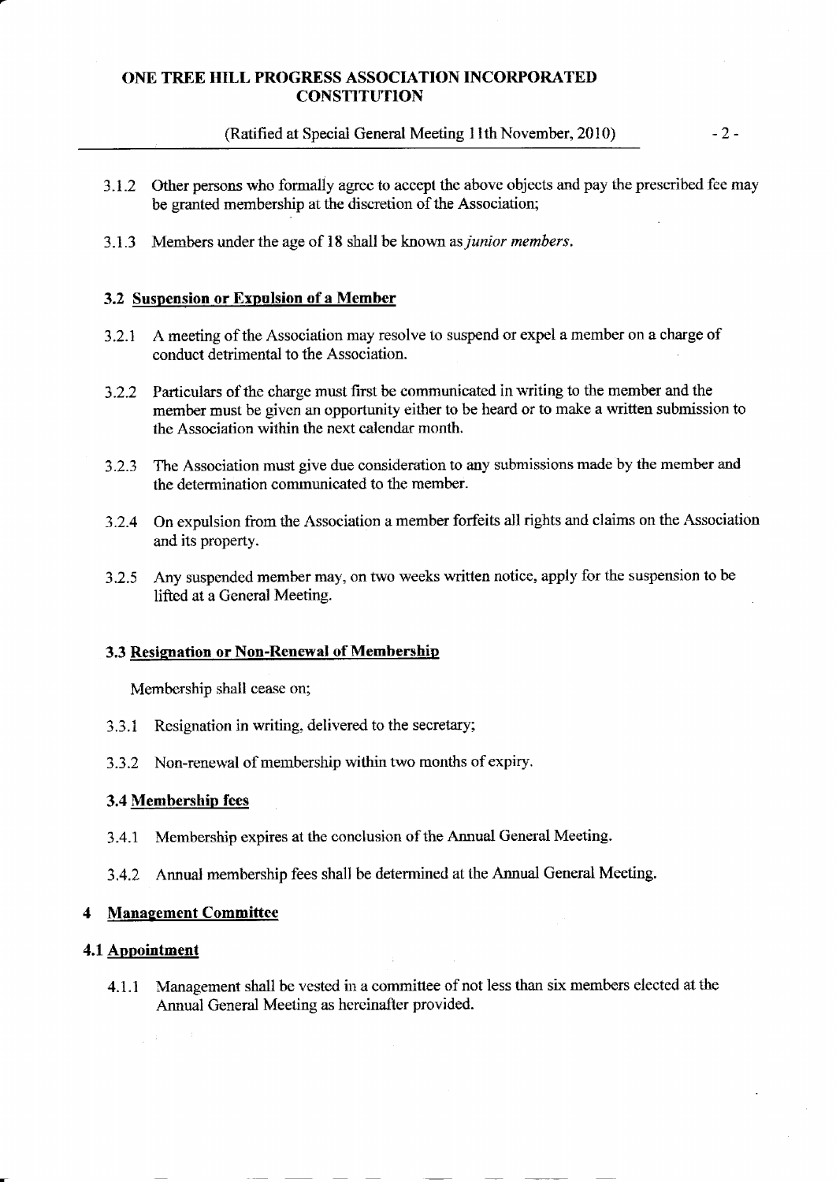3.1.2 Other persons who formally agree to accept the above objects and pay the prescribed fee may be granted membership at the discretion of the Association;

3.1.3 Members under the age of 18 shall be known as *junior members*.

### 3.2 Suspension or Expulsion of a Member

3.2.1 A meeting of the Association may resolve to suspend or expel a member on a charge of conduct detrimental to the Association.

3.2.2 Particulars of the charge must first be communicated in writing to the member and the member must be given an opportunity either to be heard or to make a written submission to the Association within the next calendar month.

3.2.3 The Association must give due consideration to any submissions made by the member and the determination communicated to the member.

3.2.4 On expulsion from the Association a member forfeits all rights and claims on the Association and its property.

3.2.5 Any suspended member may, on two weeks written notice, apply for the suspension to be lifted at a General Meeting.

### 3.3 Resignation or Non-Renewal of Membership

Membership shall cease on;

3.3.1 Resignation in writing, delivered to the secretary;

3.3.2 Non-renewal of membership within two months of expiry.

### 3.4 Membership fees

3.4.1 Membership expires at the conclusion of the Annual General Meeting.

3.4.2 Annual membership fees shall be determined at the Annual General Meeting.

## 4 Management Committee

### 4.1 Appointment

4.1.1 Management shall be vested in a committee of not less than six members elected at the Annual General Meeting as hereinafter provided.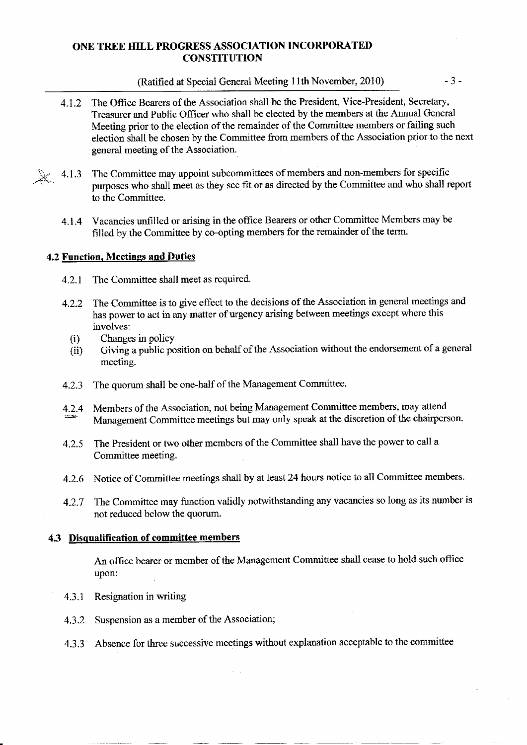4.1.2 The Office Bearers of the Association shall be the President, Vice-President, Secretary, Treasurer and Public Officer who shall be elected by the members at the Annual General Meeting prior to the election of the remainder of the Committee members or failing such election shall be chosen by the Committee from members of the Association prior to the next general meeting of the Association.

4.1.3 The Committee may appoint subcommittees of members and non-members for specific purposes who shall meet as they see fit or as directed by the Committee and who shall report to the Committee.

4.1.4 Vacancies unfilled or arising in the office Bearers or other Committee Members may be filled by the Committee by co-opting members for the remainder of the term.

### 4.2 Function, Meetings and Duties

4.2.1 The Committee shall meet as required.

4.2.2 The Committee is to give effect to the decisions of the Association in general meetings and has power to act in any matter of urgency arising between meetings except where this involves:

(i) Changes in policy
(ii) Giving a public position on behalf of the Association without the endorsement of a general meeting.

4.2.3 The quorum shall be one-half of the Management Committee.

4.2.4 Members of the Association, not being Management Committee members, may attend Management Committee meetings but may only speak at the discretion of the chairperson.

4.2.5 The President or two other members of the Committee shall have the power to call a Committee meeting.

4.2.6 Notice of Committee meetings shall by at least 24 hours notice to all Committee members.

4.2.7 The Committee may function validly notwithstanding any vacancies so long as its number is not reduced below the quorum.

### 4.3 Disqualification of committee members

An office bearer or member of the Management Committee shall cease to hold such office upon:

4.3.1 Resignation in writing

4.3.2 Suspension as a member of the Association;

4.3.3 Absence for three successive meetings without explanation acceptable to the committee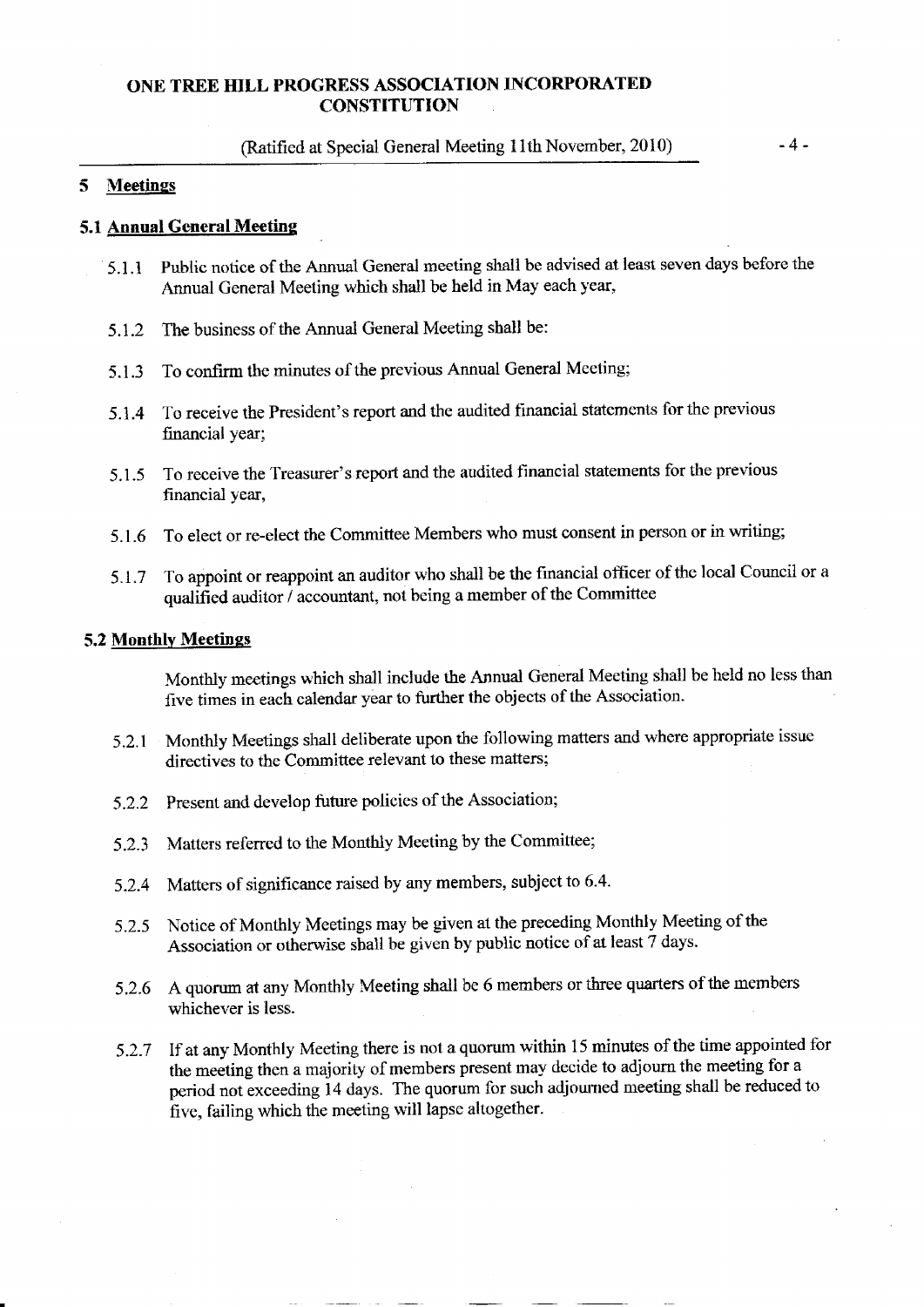## 5 Meetings

### 5.1 Annual General Meeting

5.1.1 Public notice of the Annual General meeting shall be advised at least seven days before the Annual General Meeting which shall be held in May each year,

5.1.2 The business of the Annual General Meeting shall be:

5.1.3 To confirm the minutes of the previous Annual General Meeting;

5.1.4 To receive the President's report and the audited financial statements for the previous financial year;

5.1.5 To receive the Treasurer's report and the audited financial statements for the previous financial year,

5.1.6 To elect or re-elect the Committee Members who must consent in person or in writing;

5.1.7 To appoint or reappoint an auditor who shall be the financial officer of the local Council or a qualified auditor / accountant, not being a member of the Committee

### 5.2 Monthly Meetings

Monthly meetings which shall include the Annual General Meeting shall be held no less than five times in each calendar year to further the objects of the Association.

5.2.1 Monthly Meetings shall deliberate upon the following matters and where appropriate issue directives to the Committee relevant to these matters;

5.2.2 Present and develop future policies of the Association;

5.2.3 Matters referred to the Monthly Meeting by the Committee;

5.2.4 Matters of significance raised by any members, subject to 6.4.

5.2.5 Notice of Monthly Meetings may be given at the preceding Monthly Meeting of the Association or otherwise shall be given by public notice of at least 7 days.

5.2.6 A quorum at any Monthly Meeting shall be 6 members or three quarters of the members whichever is less.

5.2.7 If at any Monthly Meeting there is not a quorum within 15 minutes of the time appointed for the meeting then a majority of members present may decide to adjourn the meeting for a period not exceeding 14 days. The quorum for such adjourned meeting shall be reduced to five, failing which the meeting will lapse altogether.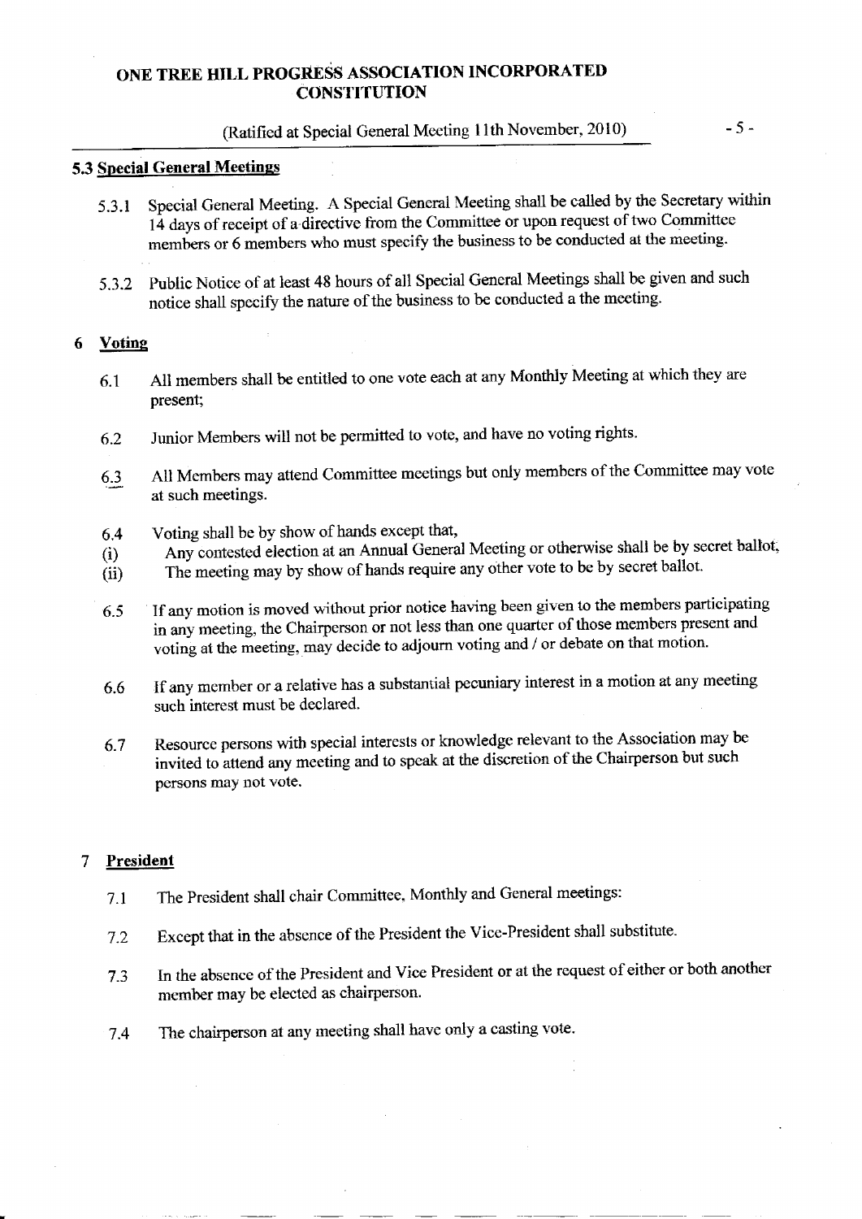### 5.3 Special General Meetings

5.3.1 Special General Meeting. A Special General Meeting shall be called by the Secretary within 14 days of receipt of a directive from the Committee or upon request of two Committee members or 6 members who must specify the business to be conducted at the meeting.

5.3.2 Public Notice of at least 48 hours of all Special General Meetings shall be given and such notice shall specify the nature of the business to be conducted a the meeting.

## 6 Voting

6.1 All members shall be entitled to one vote each at any Monthly Meeting at which they are present;

6.2 Junior Members will not be permitted to vote, and have no voting rights.

6.3 All Members may attend Committee meetings but only members of the Committee may vote at such meetings.

6.4 Voting shall be by show of hands except that,

(i) Any contested election at an Annual General Meeting or otherwise shall be by secret ballot,

(ii) The meeting may by show of hands require any other vote to be by secret ballot.

6.5 If any motion is moved without prior notice having been given to the members participating in any meeting, the Chairperson or not less than one quarter of those members present and voting at the meeting, may decide to adjourn voting and / or debate on that motion.

6.6 If any member or a relative has a substantial pecuniary interest in a motion at any meeting such interest must be declared.

6.7 Resource persons with special interests or knowledge relevant to the Association may be invited to attend any meeting and to speak at the discretion of the Chairperson but such persons may not vote.

## 7 President

7.1 The President shall chair Committee, Monthly and General meetings:

7.2 Except that in the absence of the President the Vice-President shall substitute.

7.3 In the absence of the President and Vice President or at the request of either or both another member may be elected as chairperson.

7.4 The chairperson at any meeting shall have only a casting vote.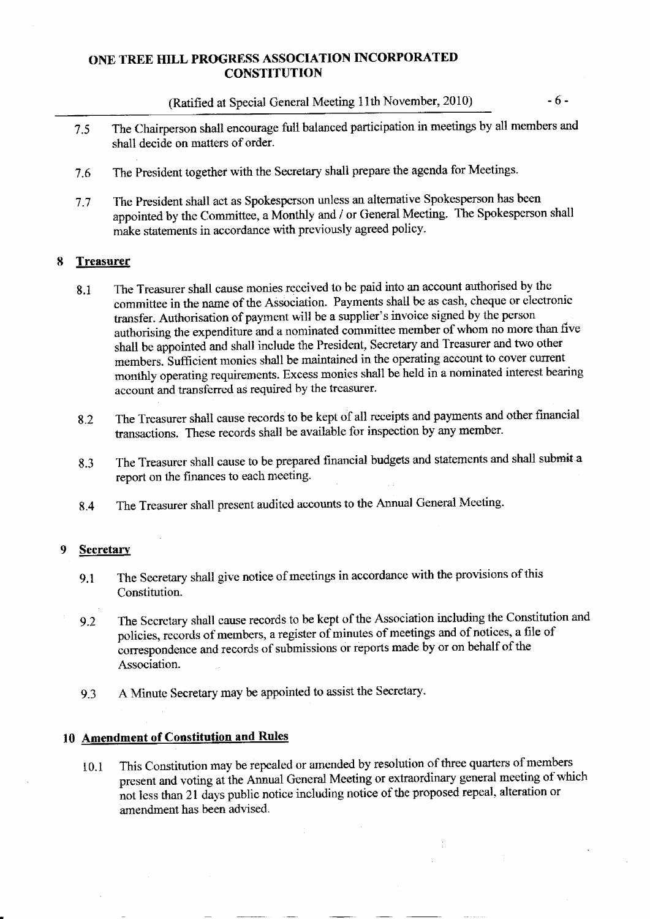7.5 The Chairperson shall encourage full balanced participation in meetings by all members and shall decide on matters of order.

7.6 The President together with the Secretary shall prepare the agenda for Meetings.

7.7 The President shall act as Spokesperson unless an alternative Spokesperson has been appointed by the Committee, a Monthly and / or General Meeting. The Spokesperson shall make statements in accordance with previously agreed policy.

## 8 Treasurer

8.1 The Treasurer shall cause monies received to be paid into an account authorised by the committee in the name of the Association. Payments shall be as cash, cheque or electronic transfer. Authorisation of payment will be a supplier's invoice signed by the person authorising the expenditure and a nominated committee member of whom no more than five shall be appointed and shall include the President, Secretary and Treasurer and two other members. Sufficient monies shall be maintained in the operating account to cover current monthly operating requirements. Excess monies shall be held in a nominated interest bearing account and transferred as required by the treasurer.

8.2 The Treasurer shall cause records to be kept of all receipts and payments and other financial transactions. These records shall be available for inspection by any member.

8.3 The Treasurer shall cause to be prepared financial budgets and statements and shall submit a report on the finances to each meeting.

8.4 The Treasurer shall present audited accounts to the Annual General Meeting.

## 9 Secretary

9.1 The Secretary shall give notice of meetings in accordance with the provisions of this Constitution.

9.2 The Secretary shall cause records to be kept of the Association including the Constitution and policies, records of members, a register of minutes of meetings and of notices, a file of correspondence and records of submissions or reports made by or on behalf of the Association.

9.3 A Minute Secretary may be appointed to assist the Secretary.

## 10 Amendment of Constitution and Rules

10.1 This Constitution may be repealed or amended by resolution of three quarters of members present and voting at the Annual General Meeting or extraordinary general meeting of which not less than 21 days public notice including notice of the proposed repeal, alteration or amendment has been advised.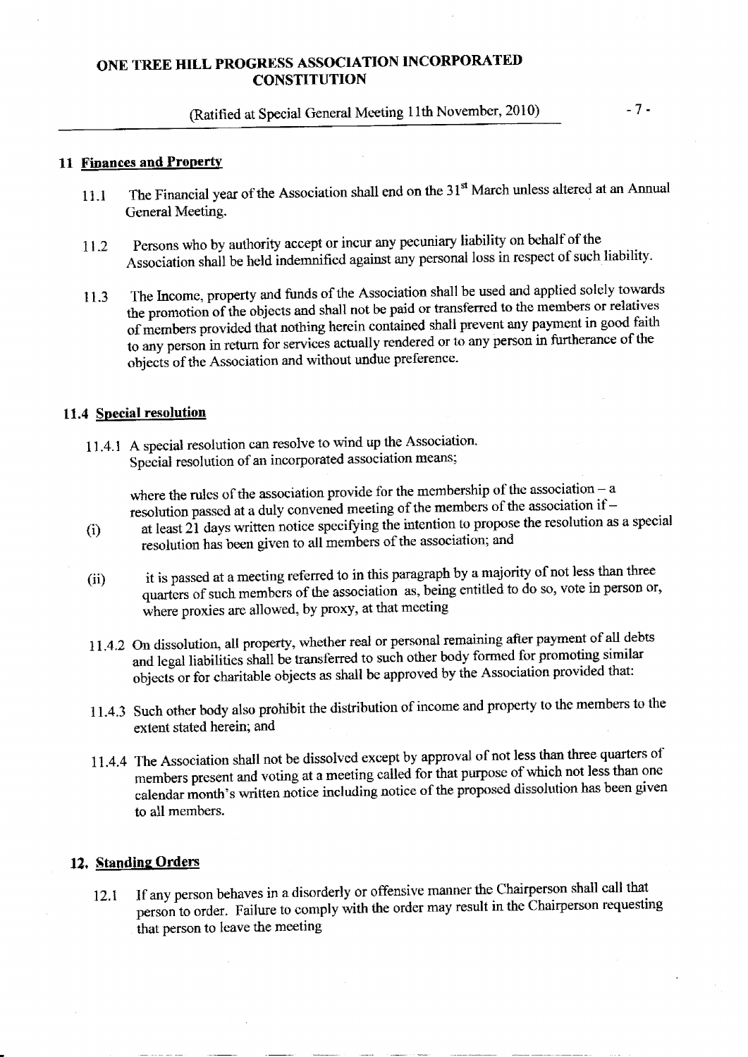## 11 Finances and Property

11.1 The Financial year of the Association shall end on the 31st March unless altered at an Annual General Meeting.

11.2 Persons who by authority accept or incur any pecuniary liability on behalf of the Association shall be held indemnified against any personal loss in respect of such liability.

11.3 The Income, property and funds of the Association shall be used and applied solely towards the promotion of the objects and shall not be paid or transferred to the members or relatives of members provided that nothing herein contained shall prevent any payment in good faith to any person in return for services actually rendered or to any person in furtherance of the objects of the Association and without undue preference.

### 11.4 Special resolution

11.4.1 A special resolution can resolve to wind up the Association.
Special resolution of an incorporated association means;

where the rules of the association provide for the membership of the association – a resolution passed at a duly convened meeting of the members of the association if –

(i) at least 21 days written notice specifying the intention to propose the resolution as a special resolution has been given to all members of the association; and

(ii) it is passed at a meeting referred to in this paragraph by a majority of not less than three quarters of such members of the association as, being entitled to do so, vote in person or, where proxies are allowed, by proxy, at that meeting

11.4.2 On dissolution, all property, whether real or personal remaining after payment of all debts and legal liabilities shall be transferred to such other body formed for promoting similar objects or for charitable objects as shall be approved by the Association provided that:

11.4.3 Such other body also prohibit the distribution of income and property to the members to the extent stated herein; and

11.4.4 The Association shall not be dissolved except by approval of not less than three quarters of members present and voting at a meeting called for that purpose of which not less than one calendar month's written notice including notice of the proposed dissolution has been given to all members.

## 12. Standing Orders

12.1 If any person behaves in a disorderly or offensive manner the Chairperson shall call that person to order. Failure to comply with the order may result in the Chairperson requesting that person to leave the meeting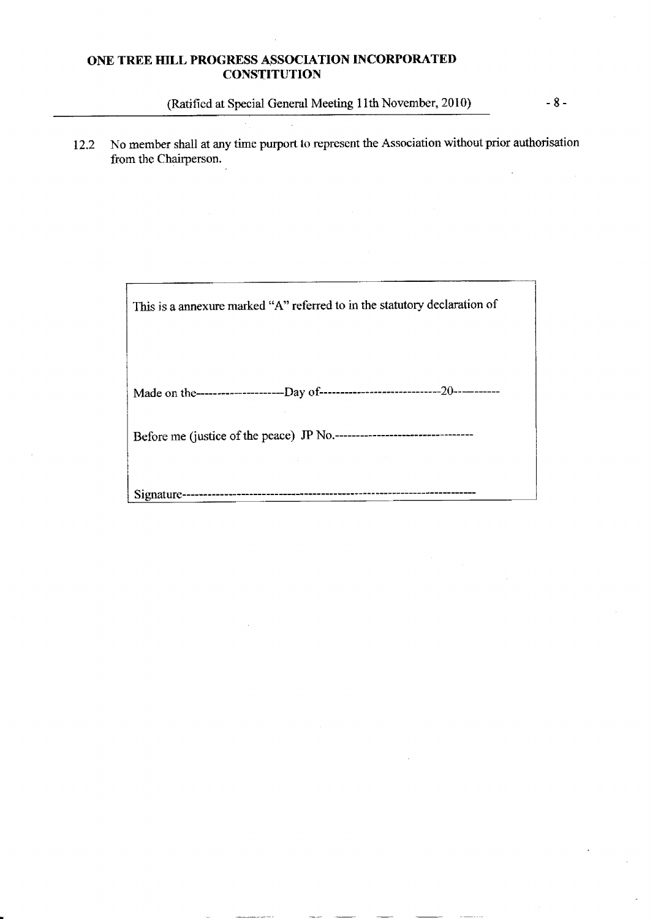12.2 No member shall at any time purport to represent the Association without prior authorisation from the Chairperson.

This is a annexure marked "A" referred to in the statutory declaration of

Made on the--------------------Day of----------------------------20----------

Before me (justice of the peace) JP No.---------------------------------

Signature-----------------------------------------------------------------------